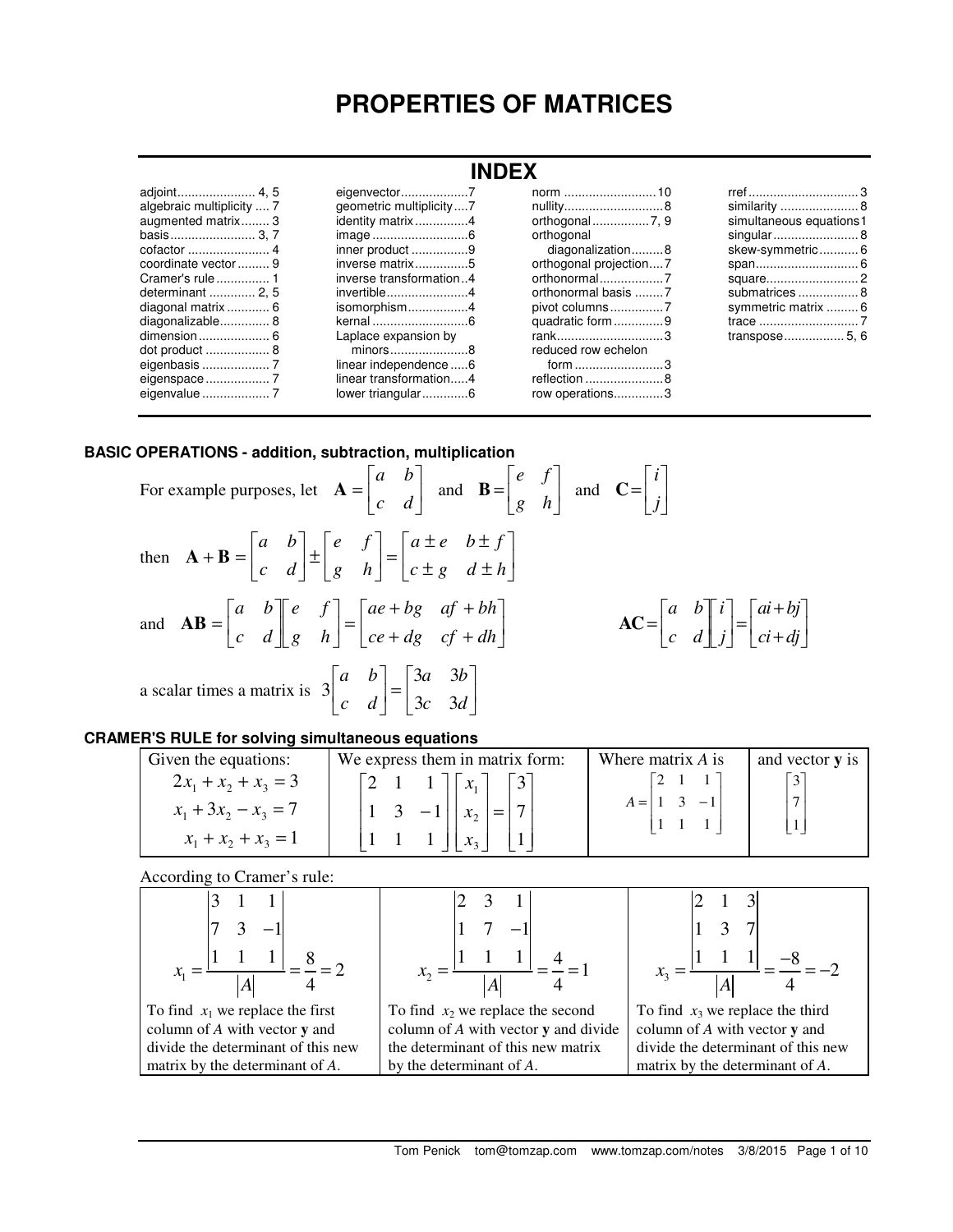# PROPERTIES OF MATRICES

## INDEX

| | | | |
|---|---|---|---|
| adjoint ...... 4, 5 | eigenvector ...... 7 | norm ...... 10 | rref ...... 3 |
| algebraic multiplicity ...... 7 | geometric multiplicity ...... 7 | nullity ...... 8 | similarity ...... 8 |
| augmented matrix ...... 3 | identity matrix ...... 4 | orthogonal ...... 7, 9 | simultaneous equations 1 |
| basis ...... 3, 7 | image ...... 6 | orthogonal diagonalization ...... 8 | singular ...... 8 |
| cofactor ...... 4 | inner product ...... 9 | orthogonal projection ...... 7 | skew-symmetric ...... 6 |
| coordinate vector ...... 9 | inverse matrix ...... 5 | orthonormal ...... 7 | span ...... 6 |
| Cramer's rule ...... 1 | inverse transformation ...... 4 | orthonormal basis ...... 7 | square ...... 2 |
| determinant ...... 2, 5 | invertible ...... 4 | pivot columns ...... 7 | submatrices ...... 8 |
| diagonal matrix ...... 6 | isomorphism ...... 4 | quadratic form ...... 9 | symmetric matrix ...... 6 |
| diagonalizable ...... 8 | kernal ...... 6 | rank ...... 3 | trace ...... 7 |
| dimension ...... 6 | Laplace expansion by minors ...... 8 | reduced row echelon form ...... 3 | transpose ...... 5, 6 |
| dot product ...... 8 | linear independence ...... 6 | reflection ...... 8 | |
| eigenbasis ...... 7 | linear transformation ...... 4 | row operations ...... 3 | |
| eigenspace ...... 7 | lower triangular ...... 6 | | |
| eigenvalue ...... 7 | | | |

### BASIC OPERATIONS - addition, subtraction, multiplication

For example purposes, let $\mathbf{A}=\begin{bmatrix} a & b \\ c & d \end{bmatrix}$ and $\mathbf{B}=\begin{bmatrix} e & f \\ g & h \end{bmatrix}$ and $\mathbf{C}=\begin{bmatrix} i \\ j \end{bmatrix}$

then $\mathbf{A}+\mathbf{B}=\begin{bmatrix} a & b \\ c & d \end{bmatrix} \pm \begin{bmatrix} e & f \\ g & h \end{bmatrix} = \begin{bmatrix} a \pm e & b \pm f \\ c \pm g & d \pm h \end{bmatrix}$

and $\mathbf{AB}=\begin{bmatrix} a & b \\ c & d \end{bmatrix}\begin{bmatrix} e & f \\ g & h \end{bmatrix} = \begin{bmatrix} ae+bg & af+bh \\ ce+dg & cf+dh \end{bmatrix}$ $\qquad$ $\mathbf{AC}=\begin{bmatrix} a & b \\ c & d \end{bmatrix}\begin{bmatrix} i \\ j \end{bmatrix} = \begin{bmatrix} ai+bj \\ ci+dj \end{bmatrix}$

a scalar times a matrix is $3\begin{bmatrix} a & b \\ c & d \end{bmatrix} = \begin{bmatrix} 3a & 3b \\ 3c & 3d \end{bmatrix}$

### CRAMER'S RULE for solving simultaneous equations

| Given the equations: | We express them in matrix form: | Where matrix $A$ is | and vector $\mathbf{y}$ is |
|---|---|---|---|
| $2x_1+x_2+x_3=3$<br>$x_1+3x_2-x_3=7$<br>$x_1+x_2+x_3=1$ | $\begin{bmatrix} 2 & 1 & 1 \\ 1 & 3 & -1 \\ 1 & 1 & 1 \end{bmatrix}\begin{bmatrix} x_1 \\ x_2 \\ x_3 \end{bmatrix}=\begin{bmatrix} 3 \\ 7 \\ 1 \end{bmatrix}$ | $A=\begin{bmatrix} 2 & 1 & 1 \\ 1 & 3 & -1 \\ 1 & 1 & 1 \end{bmatrix}$ | $\begin{bmatrix} 3 \\ 7 \\ 1 \end{bmatrix}$ |

According to Cramer's rule:

| | | |
|---|---|---|
| $x_1=\dfrac{\begin{vmatrix} 3 & 1 & 1 \\ 7 & 3 & -1 \\ 1 & 1 & 1 \end{vmatrix}}{\lvert A\rvert}=\dfrac{8}{4}=2$ | $x_2=\dfrac{\begin{vmatrix} 2 & 3 & 1 \\ 1 & 7 & -1 \\ 1 & 1 & 1 \end{vmatrix}}{\lvert A\rvert}=\dfrac{4}{4}=1$ | $x_3=\dfrac{\begin{vmatrix} 2 & 1 & 3 \\ 1 & 3 & 7 \\ 1 & 1 & 1 \end{vmatrix}}{\lvert A\rvert}=\dfrac{-8}{4}=-2$ |
| To find $x_1$ we replace the first column of $A$ with vector $\mathbf{y}$ and divide the determinant of this new matrix by the determinant of $A$. | To find $x_2$ we replace the second column of $A$ with vector $\mathbf{y}$ and divide the determinant of this new matrix by the determinant of $A$. | To find $x_3$ we replace the third column of $A$ with vector $\mathbf{y}$ and divide the determinant of this new matrix by the determinant of $A$. |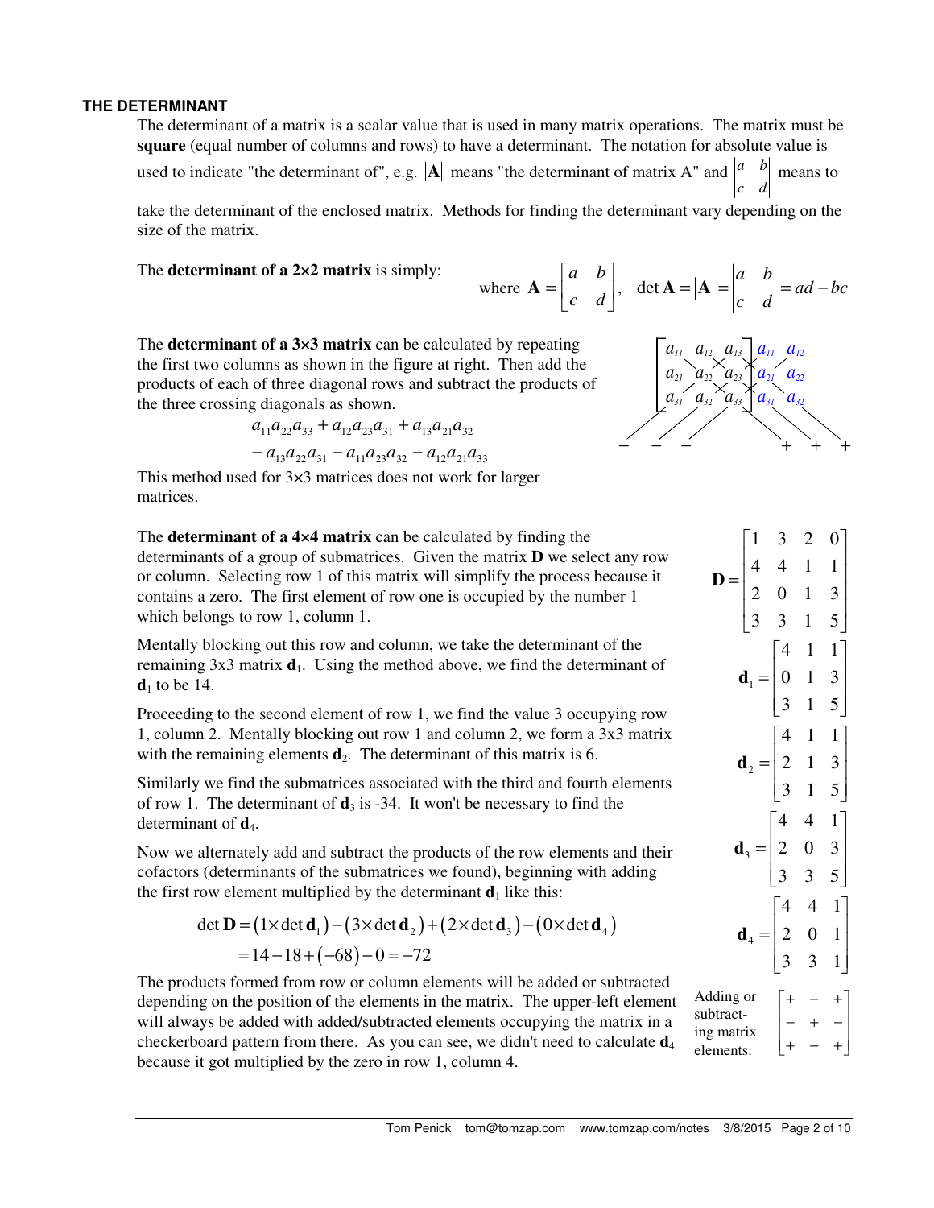**THE DETERMINANT**

The determinant of a matrix is a scalar value that is used in many matrix operations. The matrix must be **square** (equal number of columns and rows) to have a determinant. The notation for absolute value is used to indicate "the determinant of", e.g. $|\mathbf{A}|$ means "the determinant of matrix A" and $\begin{vmatrix} a & b \\ c & d \end{vmatrix}$ means to take the determinant of the enclosed matrix. Methods for finding the determinant vary depending on the size of the matrix.

The **determinant of a 2×2 matrix** is simply:

$$\text{where } \mathbf{A} = \begin{bmatrix} a & b \\ c & d \end{bmatrix}, \quad \det \mathbf{A} = |\mathbf{A}| = \begin{vmatrix} a & b \\ c & d \end{vmatrix} = ad - bc$$

The **determinant of a 3×3 matrix** can be calculated by repeating the first two columns as shown in the figure at right. Then add the products of each of three diagonal rows and subtract the products of the three crossing diagonals as shown.

$$\left[\begin{matrix} a_{11} & a_{12} & a_{13} \\ a_{21} & a_{22} & a_{23} \\ a_{31} & a_{32} & a_{33} \end{matrix}\right] \begin{matrix} a_{11} & a_{12} \\ a_{21} & a_{22} \\ a_{31} & a_{32} \end{matrix}$$

$$\begin{aligned} &a_{11}a_{22}a_{33} + a_{12}a_{23}a_{31} + a_{13}a_{21}a_{32} \\ &- a_{13}a_{22}a_{31} - a_{11}a_{23}a_{32} - a_{12}a_{21}a_{33} \end{aligned}$$

This method used for 3×3 matrices does not work for larger matrices.

The **determinant of a 4×4 matrix** can be calculated by finding the determinants of a group of submatrices. Given the matrix **D** we select any row or column. Selecting row 1 of this matrix will simplify the process because it contains a zero. The first element of row one is occupied by the number 1 which belongs to row 1, column 1.

$$\mathbf{D} = \begin{bmatrix} 1 & 3 & 2 & 0 \\ 4 & 4 & 1 & 1 \\ 2 & 0 & 1 & 3 \\ 3 & 3 & 1 & 5 \end{bmatrix}$$

Mentally blocking out this row and column, we take the determinant of the remaining 3x3 matrix $\mathbf{d}_1$. Using the method above, we find the determinant of $\mathbf{d}_1$ to be 14.

$$\mathbf{d}_1 = \begin{bmatrix} 4 & 1 & 1 \\ 0 & 1 & 3 \\ 3 & 1 & 5 \end{bmatrix}$$

Proceeding to the second element of row 1, we find the value 3 occupying row 1, column 2. Mentally blocking out row 1 and column 2, we form a 3x3 matrix with the remaining elements $\mathbf{d}_2$. The determinant of this matrix is 6.

$$\mathbf{d}_2 = \begin{bmatrix} 4 & 1 & 1 \\ 2 & 1 & 3 \\ 3 & 1 & 5 \end{bmatrix}$$

Similarly we find the submatrices associated with the third and fourth elements of row 1. The determinant of $\mathbf{d}_3$ is -34. It won't be necessary to find the determinant of $\mathbf{d}_4$.

$$\mathbf{d}_3 = \begin{bmatrix} 4 & 4 & 1 \\ 2 & 0 & 3 \\ 3 & 3 & 5 \end{bmatrix}$$

$$\mathbf{d}_4 = \begin{bmatrix} 4 & 4 & 1 \\ 2 & 0 & 1 \\ 3 & 3 & 1 \end{bmatrix}$$

Now we alternately add and subtract the products of the row elements and their cofactors (determinants of the submatrices we found), beginning with adding the first row element multiplied by the determinant $\mathbf{d}_1$ like this:

$$\begin{aligned} \det \mathbf{D} &= (1 \times \det \mathbf{d}_1) - (3 \times \det \mathbf{d}_2) + (2 \times \det \mathbf{d}_3) - (0 \times \det \mathbf{d}_4) \\ &= 14 - 18 + (-68) - 0 = -72 \end{aligned}$$

The products formed from row or column elements will be added or subtracted depending on the position of the elements in the matrix. The upper-left element will always be added with added/subtracted elements occupying the matrix in a checkerboard pattern from there. As you can see, we didn't need to calculate $\mathbf{d}_4$ because it got multiplied by the zero in row 1, column 4.

Adding or subtracting matrix elements: $\begin{bmatrix} + & - & + \\ - & + & - \\ + & - & + \end{bmatrix}$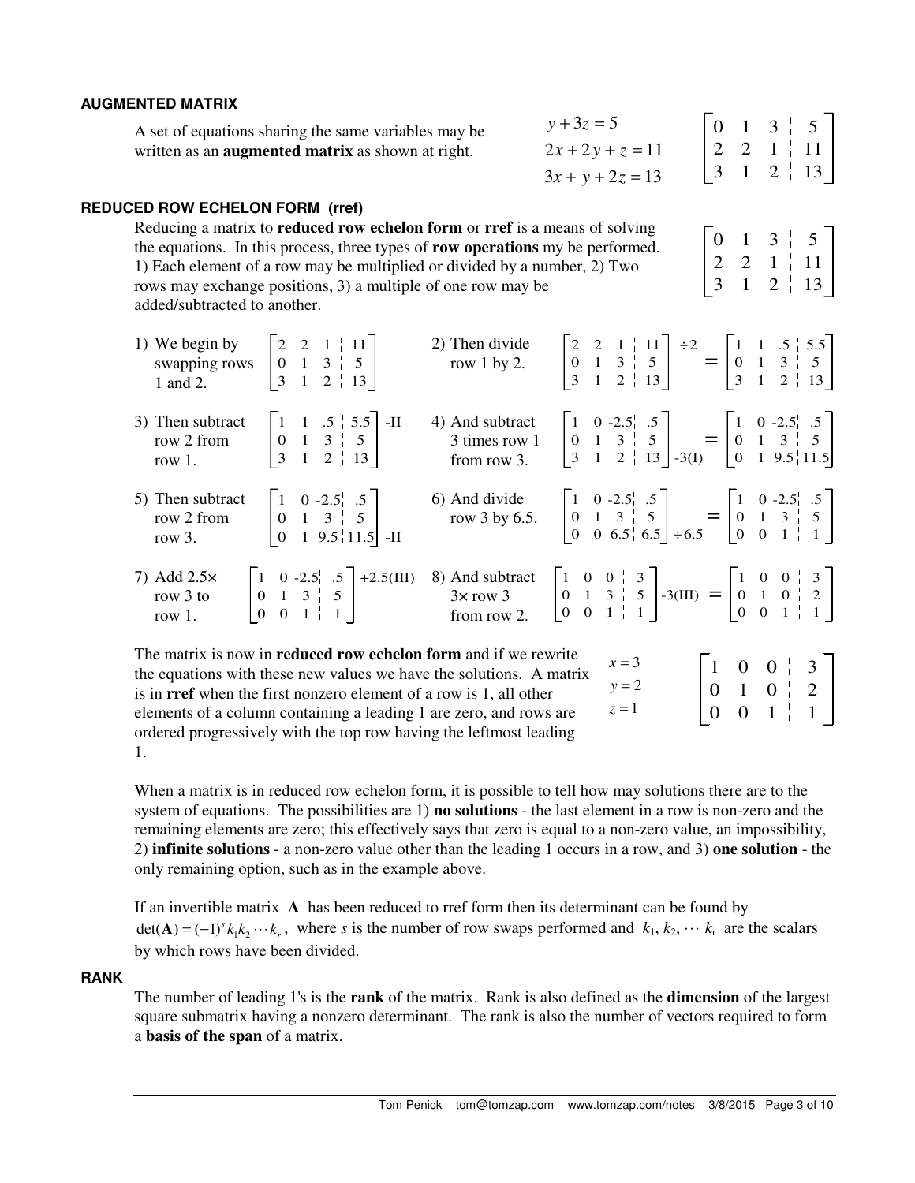### AUGMENTED MATRIX

A set of equations sharing the same variables may be written as an **augmented matrix** as shown at right.

$$\begin{aligned} y + 3z &= 5 \\ 2x + 2y + z &= 11 \\ 3x + y + 2z &= 13 \end{aligned} \qquad \left[\begin{array}{ccc|c} 0 & 1 & 3 & 5 \\ 2 & 2 & 1 & 11 \\ 3 & 1 & 2 & 13 \end{array}\right]$$

### REDUCED ROW ECHELON FORM (rref)

Reducing a matrix to **reduced row echelon form** or **rref** is a means of solving the equations. In this process, three types of **row operations** my be performed. 1) Each element of a row may be multiplied or divided by a number, 2) Two rows may exchange positions, 3) a multiple of one row may be added/subtracted to another.

$$\left[\begin{array}{ccc|c} 0 & 1 & 3 & 5 \\ 2 & 2 & 1 & 11 \\ 3 & 1 & 2 & 13 \end{array}\right]$$

1) We begin by swapping rows 1 and 2.

$$\left[\begin{array}{ccc|c} 2 & 2 & 1 & 11 \\ 0 & 1 & 3 & 5 \\ 3 & 1 & 2 & 13 \end{array}\right]$$

2) Then divide row 1 by 2.

$$\left[\begin{array}{ccc|c} 2 & 2 & 1 & 11 \\ 0 & 1 & 3 & 5 \\ 3 & 1 & 2 & 13 \end{array}\right] \div 2 = \left[\begin{array}{ccc|c} 1 & 1 & .5 & 5.5 \\ 0 & 1 & 3 & 5 \\ 3 & 1 & 2 & 13 \end{array}\right]$$

3) Then subtract row 2 from row 1.

$$\left[\begin{array}{ccc|c} 1 & 1 & .5 & 5.5 \\ 0 & 1 & 3 & 5 \\ 3 & 1 & 2 & 13 \end{array}\right] \text{-II}$$

4) And subtract 3 times row 1 from row 3.

$$\left[\begin{array}{ccc|c} 1 & 0 & -2.5 & .5 \\ 0 & 1 & 3 & 5 \\ 3 & 1 & 2 & 13 \end{array}\right] \text{-3(I)} = \left[\begin{array}{ccc|c} 1 & 0 & -2.5 & .5 \\ 0 & 1 & 3 & 5 \\ 0 & 1 & 9.5 & 11.5 \end{array}\right]$$

5) Then subtract row 2 from row 3.

$$\left[\begin{array}{ccc|c} 1 & 0 & -2.5 & .5 \\ 0 & 1 & 3 & 5 \\ 0 & 1 & 9.5 & 11.5 \end{array}\right] \text{-II}$$

6) And divide row 3 by 6.5.

$$\left[\begin{array}{ccc|c} 1 & 0 & -2.5 & .5 \\ 0 & 1 & 3 & 5 \\ 0 & 0 & 6.5 & 6.5 \end{array}\right] \div 6.5 = \left[\begin{array}{ccc|c} 1 & 0 & -2.5 & .5 \\ 0 & 1 & 3 & 5 \\ 0 & 0 & 1 & 1 \end{array}\right]$$

7) Add 2.5× row 3 to row 1.

$$\left[\begin{array}{ccc|c} 1 & 0 & -2.5 & .5 \\ 0 & 1 & 3 & 5 \\ 0 & 0 & 1 & 1 \end{array}\right] \text{+2.5(III)}$$

8) And subtract 3× row 3 from row 2.

$$\left[\begin{array}{ccc|c} 1 & 0 & 0 & 3 \\ 0 & 1 & 3 & 5 \\ 0 & 0 & 1 & 1 \end{array}\right] \text{-3(III)} = \left[\begin{array}{ccc|c} 1 & 0 & 0 & 3 \\ 0 & 1 & 0 & 2 \\ 0 & 0 & 1 & 1 \end{array}\right]$$

The matrix is now in **reduced row echelon form** and if we rewrite the equations with these new values we have the solutions. A matrix is in **rref** when the first nonzero element of a row is 1, all other elements of a column containing a leading 1 are zero, and rows are ordered progressively with the top row having the leftmost leading 1.

$$\begin{aligned} x &= 3 \\ y &= 2 \\ z &= 1 \end{aligned} \qquad \left[\begin{array}{ccc|c} 1 & 0 & 0 & 3 \\ 0 & 1 & 0 & 2 \\ 0 & 0 & 1 & 1 \end{array}\right]$$

When a matrix is in reduced row echelon form, it is possible to tell how may solutions there are to the system of equations. The possibilities are 1) **no solutions** - the last element in a row is non-zero and the remaining elements are zero; this effectively says that zero is equal to a non-zero value, an impossibility, 2) **infinite solutions** - a non-zero value other than the leading 1 occurs in a row, and 3) **one solution** - the only remaining option, such as in the example above.

If an invertible matrix $\mathbf{A}$ has been reduced to rref form then its determinant can be found by $\det(\mathbf{A}) = (-1)^s k_1 k_2 \cdots k_r$, where $s$ is the number of row swaps performed and $k_1, k_2, \cdots k_r$ are the scalars by which rows have been divided.

### RANK

The number of leading 1's is the **rank** of the matrix. Rank is also defined as the **dimension** of the largest square submatrix having a nonzero determinant. The rank is also the number of vectors required to form a **basis of the span** of a matrix.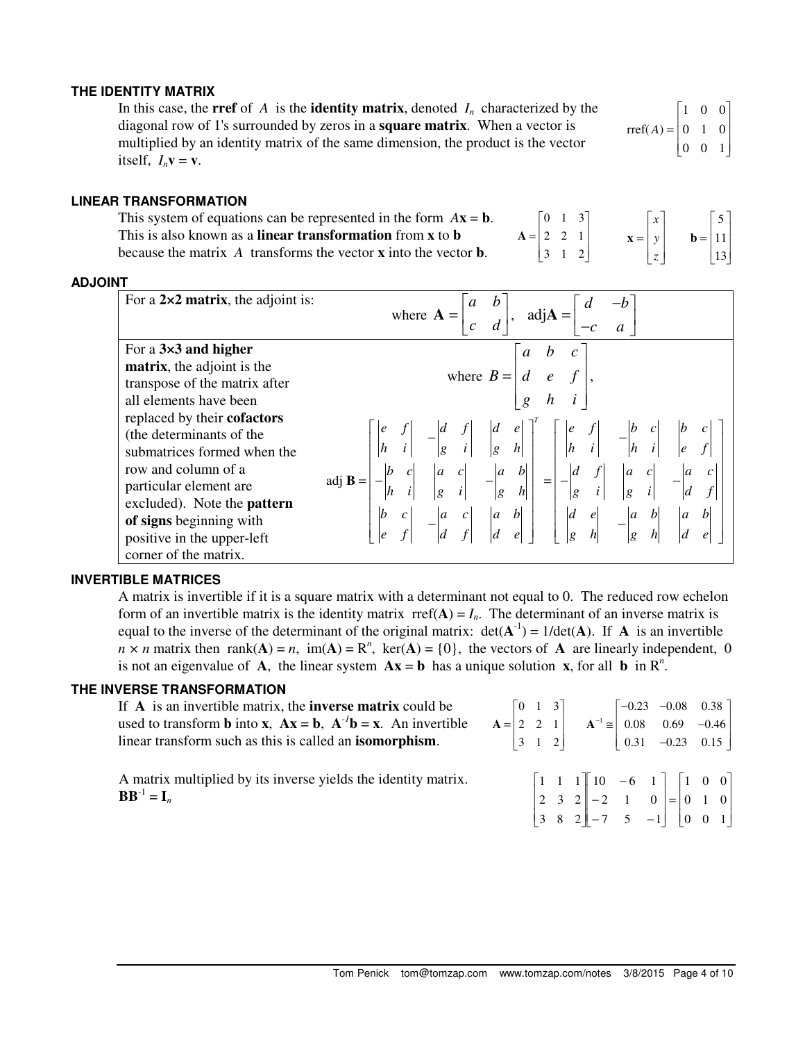### THE IDENTITY MATRIX

In this case, the **rref** of $A$ is the **identity matrix**, denoted $I_n$ characterized by the diagonal row of 1's surrounded by zeros in a **square matrix**. When a vector is multiplied by an identity matrix of the same dimension, the product is the vector itself, $I_n\mathbf{v} = \mathbf{v}$.

$$\text{rref}(A) = \begin{bmatrix} 1 & 0 & 0 \\ 0 & 1 & 0 \\ 0 & 0 & 1 \end{bmatrix}$$

### LINEAR TRANSFORMATION

This system of equations can be represented in the form $A\mathbf{x} = \mathbf{b}$. This is also known as a **linear transformation** from **x** to **b** because the matrix $A$ transforms the vector **x** into the vector **b**.

$$\mathbf{A} = \begin{bmatrix} 0 & 1 & 3 \\ 2 & 2 & 1 \\ 3 & 1 & 2 \end{bmatrix} \qquad \mathbf{x} = \begin{bmatrix} x \\ y \\ z \end{bmatrix} \qquad \mathbf{b} = \begin{bmatrix} 5 \\ 11 \\ 13 \end{bmatrix}$$

### ADJOINT

| | |
|---|---|
| For a **2×2 matrix**, the adjoint is: | where $\mathbf{A} = \begin{bmatrix} a & b \\ c & d \end{bmatrix}$, $\text{adj}\mathbf{A} = \begin{bmatrix} d & -b \\ -c & a \end{bmatrix}$ |
| For a **3×3 and higher matrix**, the adjoint is the transpose of the matrix after all elements have been replaced by their **cofactors** (the determinants of the submatrices formed when the row and column of a particular element are excluded). Note the **pattern of signs** beginning with positive in the upper-left corner of the matrix. | where $B = \begin{bmatrix} a & b & c \\ d & e & f \\ g & h & i \end{bmatrix}$, $\text{adj}\,\mathbf{B} = \begin{bmatrix} \begin{vmatrix} e & f \\ h & i \end{vmatrix} & -\begin{vmatrix} d & f \\ g & i \end{vmatrix} & \begin{vmatrix} d & e \\ g & h \end{vmatrix} \\ -\begin{vmatrix} b & c \\ h & i \end{vmatrix} & \begin{vmatrix} a & c \\ g & i \end{vmatrix} & -\begin{vmatrix} a & b \\ g & h \end{vmatrix} \\ \begin{vmatrix} b & c \\ e & f \end{vmatrix} & -\begin{vmatrix} a & c \\ d & f \end{vmatrix} & \begin{vmatrix} a & b \\ d & e \end{vmatrix} \end{bmatrix}^T = \begin{bmatrix} \begin{vmatrix} e & f \\ h & i \end{vmatrix} & -\begin{vmatrix} b & c \\ h & i \end{vmatrix} & \begin{vmatrix} b & c \\ e & f \end{vmatrix} \\ -\begin{vmatrix} d & f \\ g & i \end{vmatrix} & \begin{vmatrix} a & c \\ g & i \end{vmatrix} & -\begin{vmatrix} a & c \\ d & f \end{vmatrix} \\ \begin{vmatrix} d & e \\ g & h \end{vmatrix} & -\begin{vmatrix} a & b \\ g & h \end{vmatrix} & \begin{vmatrix} a & b \\ d & e \end{vmatrix} \end{bmatrix}$ |

### INVERTIBLE MATRICES

A matrix is invertible if it is a square matrix with a determinant not equal to 0. The reduced row echelon form of an invertible matrix is the identity matrix $\text{rref}(\mathbf{A}) = I_n$. The determinant of an inverse matrix is equal to the inverse of the determinant of the original matrix: $\det(\mathbf{A}^{-1}) = 1/\det(\mathbf{A})$. If $\mathbf{A}$ is an invertible $n \times n$ matrix then $\text{rank}(\mathbf{A}) = n$, $\text{im}(\mathbf{A}) = \mathrm{R}^n$, $\ker(\mathbf{A}) = \{0\}$, the vectors of $\mathbf{A}$ are linearly independent, 0 is not an eigenvalue of $\mathbf{A}$, the linear system $\mathbf{Ax} = \mathbf{b}$ has a unique solution $\mathbf{x}$, for all $\mathbf{b}$ in $\mathrm{R}^n$.

### THE INVERSE TRANSFORMATION

If $\mathbf{A}$ is an invertible matrix, the **inverse matrix** could be used to transform **b** into **x**, $\mathbf{Ax} = \mathbf{b}$, $\mathbf{A}^{-1}\mathbf{b} = \mathbf{x}$. An invertible linear transform such as this is called an **isomorphism**.

$$\mathbf{A} = \begin{bmatrix} 0 & 1 & 3 \\ 2 & 2 & 1 \\ 3 & 1 & 2 \end{bmatrix} \qquad \mathbf{A}^{-1} \cong \begin{bmatrix} -0.23 & -0.08 & 0.38 \\ 0.08 & 0.69 & -0.46 \\ 0.31 & -0.23 & 0.15 \end{bmatrix}$$

A matrix multiplied by its inverse yields the identity matrix.
$\mathbf{BB}^{-1} = \mathbf{I}_n$

$$\begin{bmatrix} 1 & 1 & 1 \\ 2 & 3 & 2 \\ 3 & 8 & 2 \end{bmatrix} \begin{bmatrix} 10 & -6 & 1 \\ -2 & 1 & 0 \\ -7 & 5 & -1 \end{bmatrix} = \begin{bmatrix} 1 & 0 & 0 \\ 0 & 1 & 0 \\ 0 & 0 & 1 \end{bmatrix}$$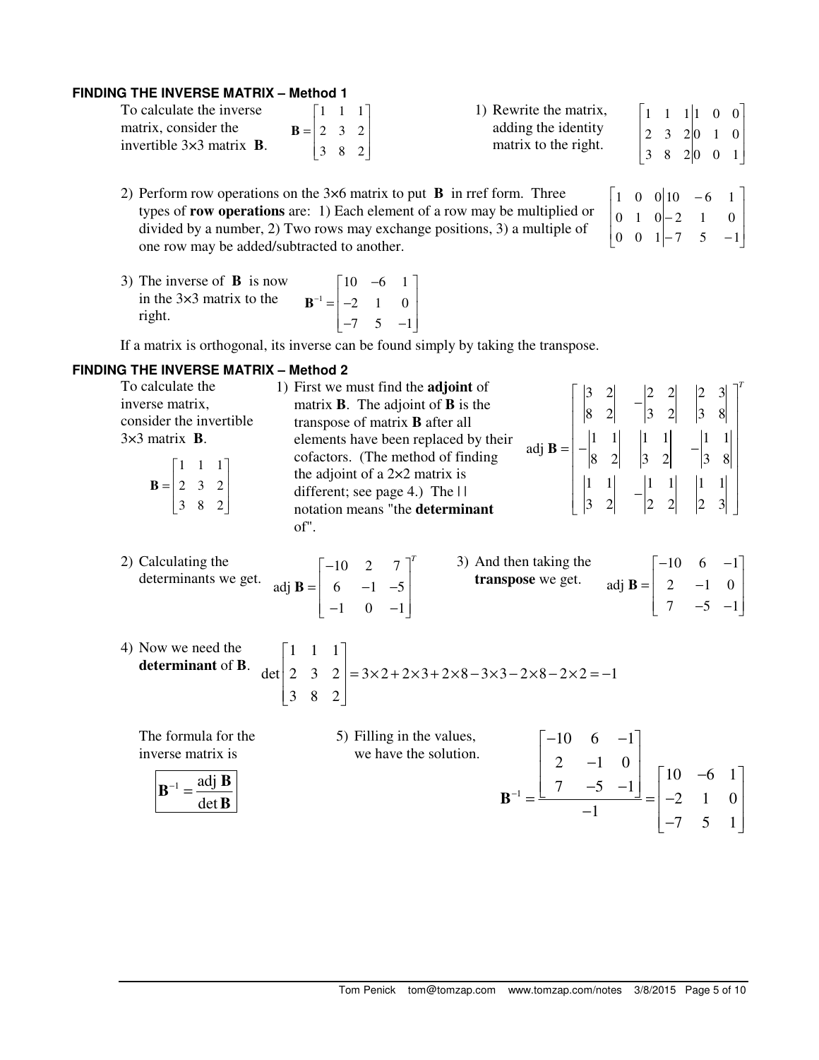### FINDING THE INVERSE MATRIX – Method 1

To calculate the inverse matrix, consider the invertible 3×3 matrix **B**.

$$\mathbf{B} = \begin{bmatrix} 1 & 1 & 1 \\ 2 & 3 & 2 \\ 3 & 8 & 2 \end{bmatrix}$$

1) Rewrite the matrix, adding the identity matrix to the right.

$$\left[\begin{array}{ccc|ccc} 1 & 1 & 1 & 1 & 0 & 0 \\ 2 & 3 & 2 & 0 & 1 & 0 \\ 3 & 8 & 2 & 0 & 0 & 1 \end{array}\right]$$

2) Perform row operations on the 3×6 matrix to put **B** in rref form. Three types of **row operations** are: 1) Each element of a row may be multiplied or divided by a number, 2) Two rows may exchange positions, 3) a multiple of one row may be added/subtracted to another.

$$\left[\begin{array}{ccc|ccc} 1 & 0 & 0 & 10 & -6 & 1 \\ 0 & 1 & 0 & -2 & 1 & 0 \\ 0 & 0 & 1 & -7 & 5 & -1 \end{array}\right]$$

3) The inverse of **B** is now in the 3×3 matrix to the right.

$$\mathbf{B}^{-1} = \begin{bmatrix} 10 & -6 & 1 \\ -2 & 1 & 0 \\ -7 & 5 & -1 \end{bmatrix}$$

If a matrix is orthogonal, its inverse can be found simply by taking the transpose.

### FINDING THE INVERSE MATRIX – Method 2

To calculate the inverse matrix, consider the invertible 3×3 matrix **B**.

$$\mathbf{B} = \begin{bmatrix} 1 & 1 & 1 \\ 2 & 3 & 2 \\ 3 & 8 & 2 \end{bmatrix}$$

1) First we must find the **adjoint** of matrix **B**. The adjoint of **B** is the transpose of matrix **B** after all elements have been replaced by their cofactors. (The method of finding the adjoint of a 2×2 matrix is different; see page 4.) The | | notation means "the **determinant** of".

$$\text{adj}\,\mathbf{B} = \begin{bmatrix} \begin{vmatrix} 3 & 2 \\ 8 & 2 \end{vmatrix} & -\begin{vmatrix} 2 & 2 \\ 3 & 2 \end{vmatrix} & \begin{vmatrix} 2 & 3 \\ 3 & 8 \end{vmatrix} \\ -\begin{vmatrix} 1 & 1 \\ 8 & 2 \end{vmatrix} & \begin{vmatrix} 1 & 1 \\ 3 & 2 \end{vmatrix} & -\begin{vmatrix} 1 & 1 \\ 3 & 8 \end{vmatrix} \\ \begin{vmatrix} 1 & 1 \\ 3 & 2 \end{vmatrix} & -\begin{vmatrix} 1 & 1 \\ 2 & 2 \end{vmatrix} & \begin{vmatrix} 1 & 1 \\ 2 & 3 \end{vmatrix} \end{bmatrix}^T$$

2) Calculating the determinants we get.

$$\text{adj}\,\mathbf{B} = \begin{bmatrix} -10 & 2 & 7 \\ 6 & -1 & -5 \\ -1 & 0 & -1 \end{bmatrix}^T$$

3) And then taking the **transpose** we get.

$$\text{adj}\,\mathbf{B} = \begin{bmatrix} -10 & 6 & -1 \\ 2 & -1 & 0 \\ 7 & -5 & -1 \end{bmatrix}$$

4) Now we need the **determinant** of **B**.

$$\det \begin{bmatrix} 1 & 1 & 1 \\ 2 & 3 & 2 \\ 3 & 8 & 2 \end{bmatrix} = 3\times2 + 2\times3 + 2\times8 - 3\times3 - 2\times8 - 2\times2 = -1$$

The formula for the inverse matrix is

$$\boxed{\mathbf{B}^{-1} = \frac{\text{adj}\,\mathbf{B}}{\det \mathbf{B}}}$$

5) Filling in the values, we have the solution.

$$\mathbf{B}^{-1} = \frac{\begin{bmatrix} -10 & 6 & -1 \\ 2 & -1 & 0 \\ 7 & -5 & -1 \end{bmatrix}}{-1} = \begin{bmatrix} 10 & -6 & 1 \\ -2 & 1 & 0 \\ -7 & 5 & 1 \end{bmatrix}$$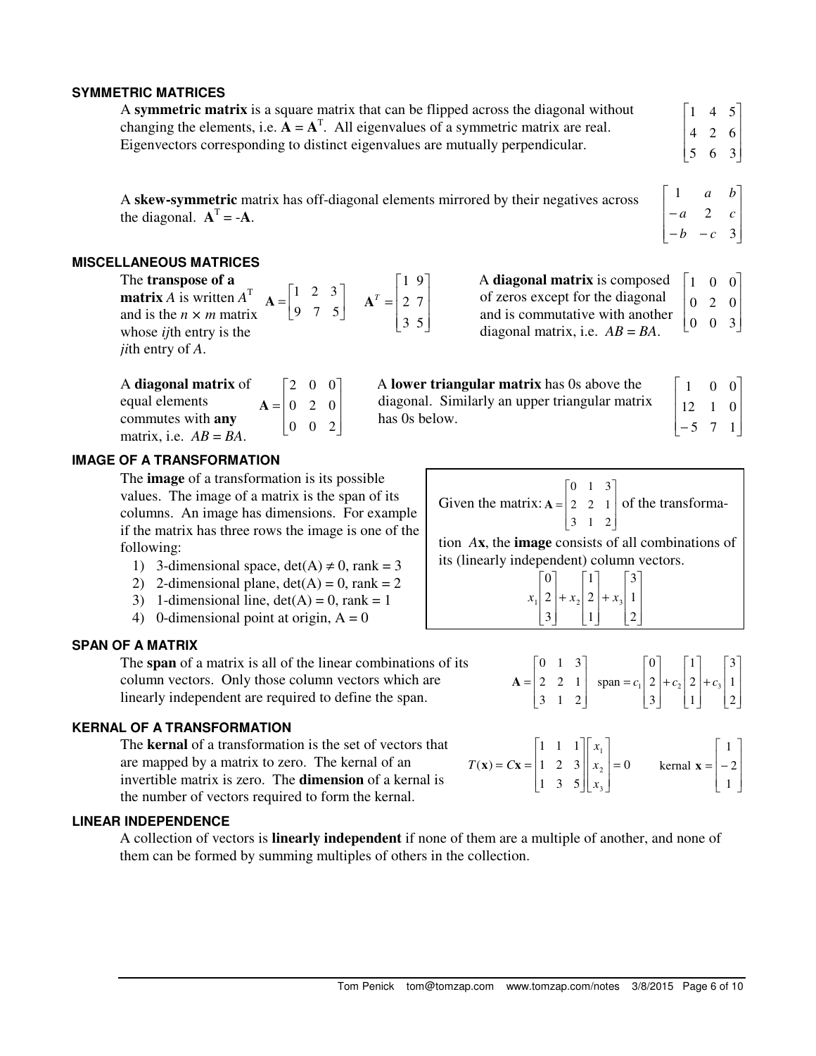### SYMMETRIC MATRICES

A **symmetric matrix** is a square matrix that can be flipped across the diagonal without changing the elements, i.e. $\mathbf{A} = \mathbf{A}^T$. All eigenvalues of a symmetric matrix are real. Eigenvectors corresponding to distinct eigenvalues are mutually perpendicular.

$$\begin{bmatrix} 1 & 4 & 5 \\ 4 & 2 & 6 \\ 5 & 6 & 3 \end{bmatrix}$$

A **skew-symmetric** matrix has off-diagonal elements mirrored by their negatives across the diagonal. $\mathbf{A}^T = -\mathbf{A}$.

$$\begin{bmatrix} 1 & a & b \\ -a & 2 & c \\ -b & -c & 3 \end{bmatrix}$$

### MISCELLANEOUS MATRICES

The **transpose of a matrix** $A$ is written $A^T$ and is the $n \times m$ matrix whose $ij$th entry is the $ji$th entry of $A$.

$$\mathbf{A} = \begin{bmatrix} 1 & 2 & 3 \\ 9 & 7 & 5 \end{bmatrix} \quad \mathbf{A}^T = \begin{bmatrix} 1 & 9 \\ 2 & 7 \\ 3 & 5 \end{bmatrix}$$

A **diagonal matrix** is composed of zeros except for the diagonal and is commutative with another diagonal matrix, i.e. $AB = BA$.

$$\begin{bmatrix} 1 & 0 & 0 \\ 0 & 2 & 0 \\ 0 & 0 & 3 \end{bmatrix}$$

A **diagonal matrix** of equal elements commutes with **any** matrix, i.e. $AB = BA$.

$$\mathbf{A} = \begin{bmatrix} 2 & 0 & 0 \\ 0 & 2 & 0 \\ 0 & 0 & 2 \end{bmatrix}$$

A **lower triangular matrix** has 0s above the diagonal. Similarly an upper triangular matrix has 0s below.

$$\begin{bmatrix} 1 & 0 & 0 \\ 12 & 1 & 0 \\ -5 & 7 & 1 \end{bmatrix}$$

### IMAGE OF A TRANSFORMATION

The **image** of a transformation is its possible values. The image of a matrix is the span of its columns. An image has dimensions. For example if the matrix has three rows the image is one of the following:

1) 3-dimensional space, $\det(A) \neq 0$, rank = 3
2) 2-dimensional plane, $\det(A) = 0$, rank = 2
3) 1-dimensional line, $\det(A) = 0$, rank = 1
4) 0-dimensional point at origin, $A = 0$

Given the matrix: $\mathbf{A} = \begin{bmatrix} 0 & 1 & 3 \\ 2 & 2 & 1 \\ 3 & 1 & 2 \end{bmatrix}$ of the transformation $A\mathbf{x}$, the **image** consists of all combinations of its (linearly independent) column vectors.

$$x_1 \begin{bmatrix} 0 \\ 2 \\ 3 \end{bmatrix} + x_2 \begin{bmatrix} 1 \\ 2 \\ 1 \end{bmatrix} + x_3 \begin{bmatrix} 3 \\ 1 \\ 2 \end{bmatrix}$$

### SPAN OF A MATRIX

The **span** of a matrix is all of the linear combinations of its column vectors. Only those column vectors which are linearly independent are required to define the span.

$$\mathbf{A} = \begin{bmatrix} 0 & 1 & 3 \\ 2 & 2 & 1 \\ 3 & 1 & 2 \end{bmatrix} \quad \text{span} = c_1 \begin{bmatrix} 0 \\ 2 \\ 3 \end{bmatrix} + c_2 \begin{bmatrix} 1 \\ 2 \\ 1 \end{bmatrix} + c_3 \begin{bmatrix} 3 \\ 1 \\ 2 \end{bmatrix}$$

### KERNAL OF A TRANSFORMATION

The **kernal** of a transformation is the set of vectors that are mapped by a matrix to zero. The kernal of an invertible matrix is zero. The **dimension** of a kernal is the number of vectors required to form the kernal.

$$T(\mathbf{x}) = C\mathbf{x} = \begin{bmatrix} 1 & 1 & 1 \\ 1 & 2 & 3 \\ 1 & 3 & 5 \end{bmatrix} \begin{bmatrix} x_1 \\ x_2 \\ x_3 \end{bmatrix} = 0 \qquad \text{kernal } \mathbf{x} = \begin{bmatrix} 1 \\ -2 \\ 1 \end{bmatrix}$$

### LINEAR INDEPENDENCE

A collection of vectors is **linearly independent** if none of them are a multiple of another, and none of them can be formed by summing multiples of others in the collection.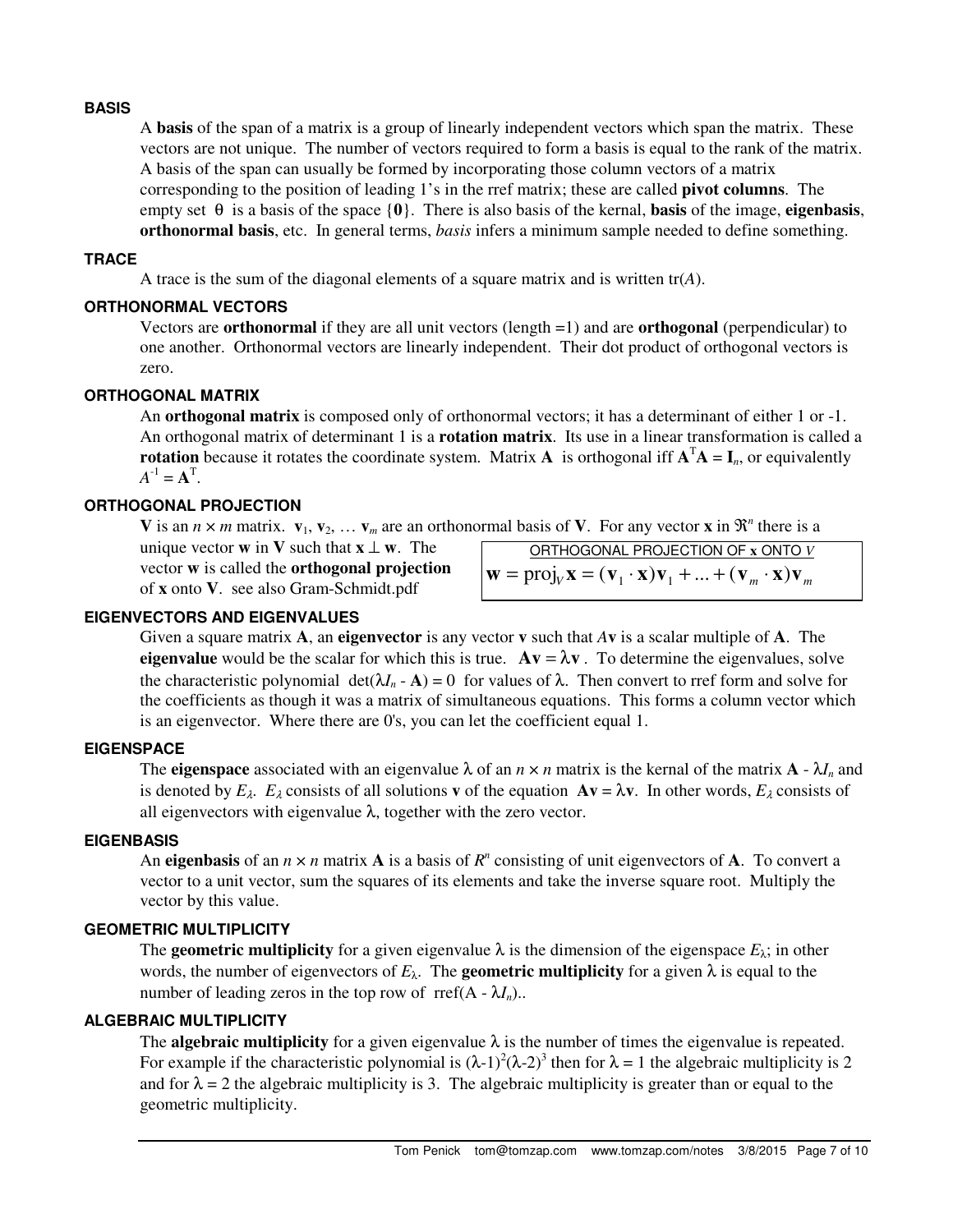### BASIS

A **basis** of the span of a matrix is a group of linearly independent vectors which span the matrix. These vectors are not unique. The number of vectors required to form a basis is equal to the rank of the matrix. A basis of the span can usually be formed by incorporating those column vectors of a matrix corresponding to the position of leading 1's in the rref matrix; these are called **pivot columns**. The empty set $\theta$ is a basis of the space $\{\mathbf{0}\}$. There is also basis of the kernal, **basis** of the image, **eigenbasis**, **orthonormal basis**, etc. In general terms, *basis* infers a minimum sample needed to define something.

### TRACE

A trace is the sum of the diagonal elements of a square matrix and is written tr($A$).

### ORTHONORMAL VECTORS

Vectors are **orthonormal** if they are all unit vectors (length =1) and are **orthogonal** (perpendicular) to one another. Orthonormal vectors are linearly independent. Their dot product of orthogonal vectors is zero.

### ORTHOGONAL MATRIX

An **orthogonal matrix** is composed only of orthonormal vectors; it has a determinant of either 1 or -1. An orthogonal matrix of determinant 1 is a **rotation matrix**. Its use in a linear transformation is called a **rotation** because it rotates the coordinate system. Matrix $\mathbf{A}$ is orthogonal iff $\mathbf{A}^T\mathbf{A} = \mathbf{I}_n$, or equivalently $A^{-1} = \mathbf{A}^T$.

### ORTHOGONAL PROJECTION

$\mathbf{V}$ is an $n \times m$ matrix. $\mathbf{v}_1, \mathbf{v}_2, \ldots \mathbf{v}_m$ are an orthonormal basis of $\mathbf{V}$. For any vector $\mathbf{x}$ in $\Re^n$ there is a unique vector $\mathbf{w}$ in $\mathbf{V}$ such that $\mathbf{x} \perp \mathbf{w}$. The vector $\mathbf{w}$ is called the **orthogonal projection** of $\mathbf{x}$ onto $\mathbf{V}$. see also Gram-Schmidt.pdf

ORTHOGONAL PROJECTION OF $\mathbf{x}$ ONTO $V$

$$\mathbf{w} = \text{proj}_V \mathbf{x} = (\mathbf{v}_1 \cdot \mathbf{x})\mathbf{v}_1 + \ldots + (\mathbf{v}_m \cdot \mathbf{x})\mathbf{v}_m$$

### EIGENVECTORS AND EIGENVALUES

Given a square matrix $\mathbf{A}$, an **eigenvector** is any vector $\mathbf{v}$ such that $A\mathbf{v}$ is a scalar multiple of $\mathbf{A}$. The **eigenvalue** would be the scalar for which this is true. $\mathbf{A}\mathbf{v} = \lambda\mathbf{v}$. To determine the eigenvalues, solve the characteristic polynomial $\det(\lambda I_n - \mathbf{A}) = 0$ for values of $\lambda$. Then convert to rref form and solve for the coefficients as though it was a matrix of simultaneous equations. This forms a column vector which is an eigenvector. Where there are 0's, you can let the coefficient equal 1.

### EIGENSPACE

The **eigenspace** associated with an eigenvalue $\lambda$ of an $n \times n$ matrix is the kernal of the matrix $\mathbf{A} - \lambda I_n$ and is denoted by $E_\lambda$. $E_\lambda$ consists of all solutions $\mathbf{v}$ of the equation $\mathbf{A}\mathbf{v} = \lambda\mathbf{v}$. In other words, $E_\lambda$ consists of all eigenvectors with eigenvalue $\lambda$, together with the zero vector.

### EIGENBASIS

An **eigenbasis** of an $n \times n$ matrix $\mathbf{A}$ is a basis of $R^n$ consisting of unit eigenvectors of $\mathbf{A}$. To convert a vector to a unit vector, sum the squares of its elements and take the inverse square root. Multiply the vector by this value.

### GEOMETRIC MULTIPLICITY

The **geometric multiplicity** for a given eigenvalue $\lambda$ is the dimension of the eigenspace $E_\lambda$; in other words, the number of eigenvectors of $E_\lambda$. The **geometric multiplicity** for a given $\lambda$ is equal to the number of leading zeros in the top row of rref($A - \lambda I_n$)..

### ALGEBRAIC MULTIPLICITY

The **algebraic multiplicity** for a given eigenvalue $\lambda$ is the number of times the eigenvalue is repeated. For example if the characteristic polynomial is $(\lambda-1)^2(\lambda-2)^3$ then for $\lambda = 1$ the algebraic multiplicity is 2 and for $\lambda = 2$ the algebraic multiplicity is 3. The algebraic multiplicity is greater than or equal to the geometric multiplicity.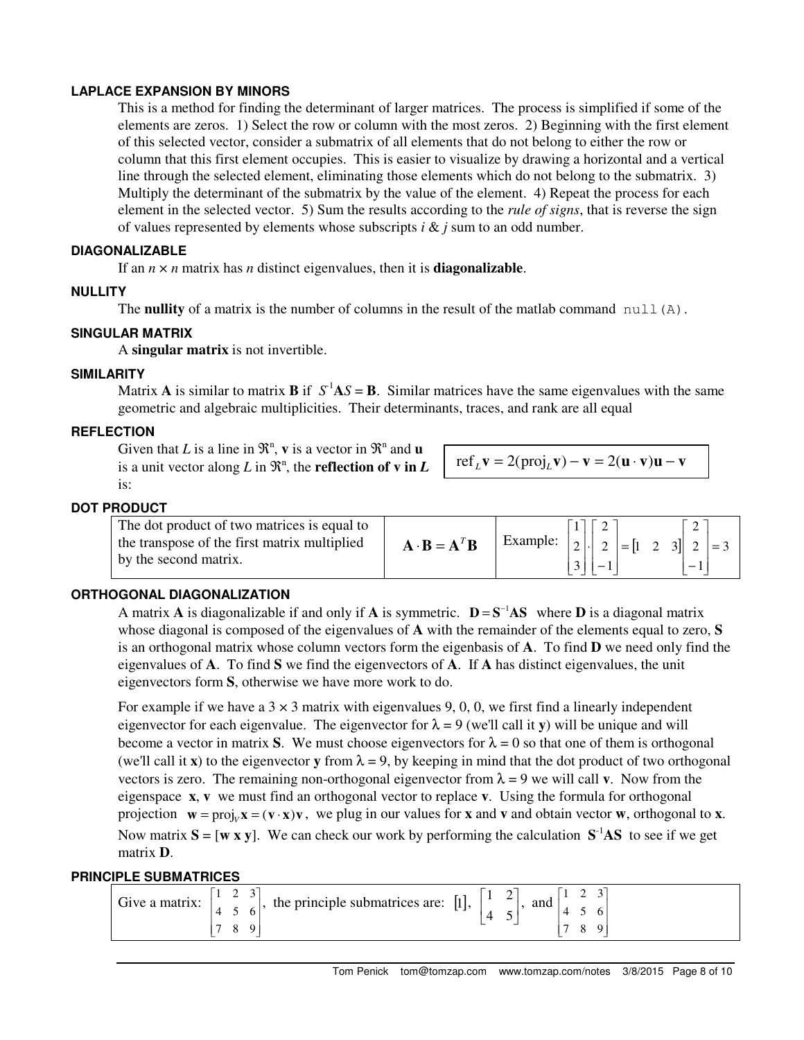### LAPLACE EXPANSION BY MINORS

This is a method for finding the determinant of larger matrices. The process is simplified if some of the elements are zeros. 1) Select the row or column with the most zeros. 2) Beginning with the first element of this selected vector, consider a submatrix of all elements that do not belong to either the row or column that this first element occupies. This is easier to visualize by drawing a horizontal and a vertical line through the selected element, eliminating those elements which do not belong to the submatrix. 3) Multiply the determinant of the submatrix by the value of the element. 4) Repeat the process for each element in the selected vector. 5) Sum the results according to the *rule of signs*, that is reverse the sign of values represented by elements whose subscripts $i$ & $j$ sum to an odd number.

### DIAGONALIZABLE

If an $n \times n$ matrix has $n$ distinct eigenvalues, then it is **diagonalizable**.

### NULLITY

The **nullity** of a matrix is the number of columns in the result of the matlab command `null(A)`.

### SINGULAR MATRIX

A **singular matrix** is not invertible.

### SIMILARITY

Matrix $\mathbf{A}$ is similar to matrix $\mathbf{B}$ if $S^{-1}\mathbf{A}S = \mathbf{B}$. Similar matrices have the same eigenvalues with the same geometric and algebraic multiplicities. Their determinants, traces, and rank are all equal

### REFLECTION

Given that $L$ is a line in $\Re^n$, $\mathbf{v}$ is a vector in $\Re^n$ and $\mathbf{u}$ is a unit vector along $L$ in $\Re^n$, the **reflection of v in** $L$ is:

$$\text{ref}_L\mathbf{v} = 2(\text{proj}_L\mathbf{v}) - \mathbf{v} = 2(\mathbf{u}\cdot\mathbf{v})\mathbf{u} - \mathbf{v}$$

### DOT PRODUCT

| The dot product of two matrices is equal to the transpose of the first matrix multiplied by the second matrix. | $\mathbf{A}\cdot\mathbf{B} = \mathbf{A}^T\mathbf{B}$ | Example: $\begin{bmatrix}1\\2\\3\end{bmatrix}\cdot\begin{bmatrix}2\\2\\-1\end{bmatrix} = \begin{bmatrix}1 & 2 & 3\end{bmatrix}\begin{bmatrix}2\\2\\-1\end{bmatrix} = 3$ |
|---|---|---|

### ORTHOGONAL DIAGONALIZATION

A matrix $\mathbf{A}$ is diagonalizable if and only if $\mathbf{A}$ is symmetric. $\mathbf{D} = \mathbf{S}^{-1}\mathbf{A}\mathbf{S}$ where $\mathbf{D}$ is a diagonal matrix whose diagonal is composed of the eigenvalues of $\mathbf{A}$ with the remainder of the elements equal to zero, $\mathbf{S}$ is an orthogonal matrix whose column vectors form the eigenbasis of $\mathbf{A}$. To find $\mathbf{D}$ we need only find the eigenvalues of $\mathbf{A}$. To find $\mathbf{S}$ we find the eigenvectors of $\mathbf{A}$. If $\mathbf{A}$ has distinct eigenvalues, the unit eigenvectors form $\mathbf{S}$, otherwise we have more work to do.

For example if we have a $3 \times 3$ matrix with eigenvalues 9, 0, 0, we first find a linearly independent eigenvector for each eigenvalue. The eigenvector for $\lambda = 9$ (we'll call it $\mathbf{y}$) will be unique and will become a vector in matrix $\mathbf{S}$. We must choose eigenvectors for $\lambda = 0$ so that one of them is orthogonal (we'll call it $\mathbf{x}$) to the eigenvector $\mathbf{y}$ from $\lambda = 9$, by keeping in mind that the dot product of two orthogonal vectors is zero. The remaining non-orthogonal eigenvector from $\lambda = 9$ we will call $\mathbf{v}$. Now from the eigenspace $\mathbf{x}, \mathbf{v}$ we must find an orthogonal vector to replace $\mathbf{v}$. Using the formula for orthogonal projection $\mathbf{w} = \text{proj}_V\mathbf{x} = (\mathbf{v}\cdot\mathbf{x})\mathbf{v}$, we plug in our values for $\mathbf{x}$ and $\mathbf{v}$ and obtain vector $\mathbf{w}$, orthogonal to $\mathbf{x}$. Now matrix $\mathbf{S} = [\mathbf{w}\ \mathbf{x}\ \mathbf{y}]$. We can check our work by performing the calculation $\mathbf{S}^{-1}\mathbf{A}\mathbf{S}$ to see if we get matrix $\mathbf{D}$.

### PRINCIPLE SUBMATRICES

Give a matrix: $\begin{bmatrix}1 & 2 & 3\\4 & 5 & 6\\7 & 8 & 9\end{bmatrix}$, the principle submatrices are: $[1]$, $\begin{bmatrix}1 & 2\\4 & 5\end{bmatrix}$, and $\begin{bmatrix}1 & 2 & 3\\4 & 5 & 6\\7 & 8 & 9\end{bmatrix}$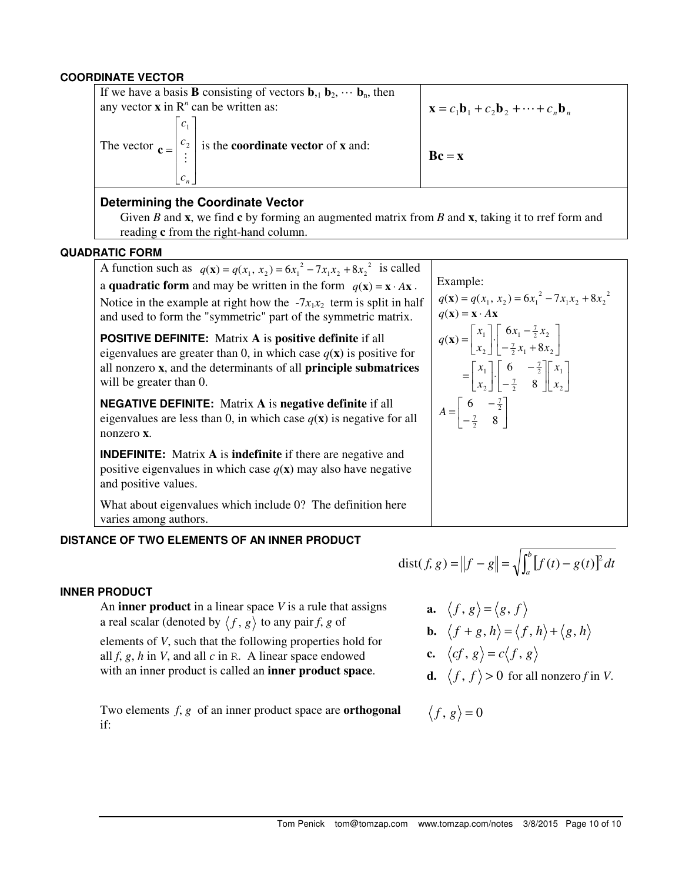### COORDINATE VECTOR

If we have a basis **B** consisting of vectors $\mathbf{b}_1, \mathbf{b}_2, \cdots \mathbf{b}_n$, then any vector **x** in $R^n$ can be written as:

$$\mathbf{x} = c_1\mathbf{b}_1 + c_2\mathbf{b}_2 + \cdots + c_n\mathbf{b}_n$$

The vector $\mathbf{c} = \begin{bmatrix} c_1 \\ c_2 \\ \vdots \\ c_n \end{bmatrix}$ is the **coordinate vector** of **x** and:

$$\mathbf{Bc} = \mathbf{x}$$

#### Determining the Coordinate Vector

Given $B$ and **x**, we find **c** by forming an augmented matrix from $B$ and **x**, taking it to rref form and reading **c** from the right-hand column.

### QUADRATIC FORM

A function such as $q(\mathbf{x}) = q(x_1, x_2) = 6x_1^2 - 7x_1x_2 + 8x_2^2$ is called a **quadratic form** and may be written in the form $q(\mathbf{x}) = \mathbf{x} \cdot A\mathbf{x}$. Notice in the example at right how the $-7x_1x_2$ term is split in half and used to form the "symmetric" part of the symmetric matrix.

Example:

$$q(\mathbf{x}) = q(x_1, x_2) = 6x_1^2 - 7x_1x_2 + 8x_2^2$$

$$q(\mathbf{x}) = \mathbf{x} \cdot A\mathbf{x}$$

$$q(\mathbf{x}) = \begin{bmatrix} x_1 \\ x_2 \end{bmatrix} \cdot \begin{bmatrix} 6x_1 - \frac{7}{2}x_2 \\ -\frac{7}{2}x_1 + 8x_2 \end{bmatrix}$$

$$= \begin{bmatrix} x_1 \\ x_2 \end{bmatrix} \cdot \begin{bmatrix} 6 & -\frac{7}{2} \\ -\frac{7}{2} & 8 \end{bmatrix} \begin{bmatrix} x_1 \\ x_2 \end{bmatrix}$$

$$A = \begin{bmatrix} 6 & -\frac{7}{2} \\ -\frac{7}{2} & 8 \end{bmatrix}$$

**POSITIVE DEFINITE:** Matrix **A** is **positive definite** if all eigenvalues are greater than 0, in which case $q(\mathbf{x})$ is positive for all nonzero **x**, and the determinants of all **principle submatrices** will be greater than 0.

**NEGATIVE DEFINITE:** Matrix **A** is **negative definite** if all eigenvalues are less than 0, in which case $q(\mathbf{x})$ is negative for all nonzero **x**.

**INDEFINITE:** Matrix **A** is **indefinite** if there are negative and positive eigenvalues in which case $q(\mathbf{x})$ may also have negative and positive values.

What about eigenvalues which include 0? The definition here varies among authors.

### DISTANCE OF TWO ELEMENTS OF AN INNER PRODUCT

$$\text{dist}(f, g) = \|f - g\| = \sqrt{\int_a^b [f(t) - g(t)]^2 dt}$$

### INNER PRODUCT

An **inner product** in a linear space $V$ is a rule that assigns a real scalar (denoted by $\langle f, g \rangle$ to any pair $f, g$ of elements of $V$, such that the following properties hold for all $f, g, h$ in $V$, and all $c$ in R. A linear space endowed with an inner product is called an **inner product space**.

- **a.** $\langle f, g \rangle = \langle g, f \rangle$
- **b.** $\langle f + g, h \rangle = \langle f, h \rangle + \langle g, h \rangle$
- **c.** $\langle cf, g \rangle = c\langle f, g \rangle$
- **d.** $\langle f, f \rangle > 0$ for all nonzero $f$ in $V$.

Two elements $f, g$ of an inner product space are **orthogonal** if:

$$\langle f, g \rangle = 0$$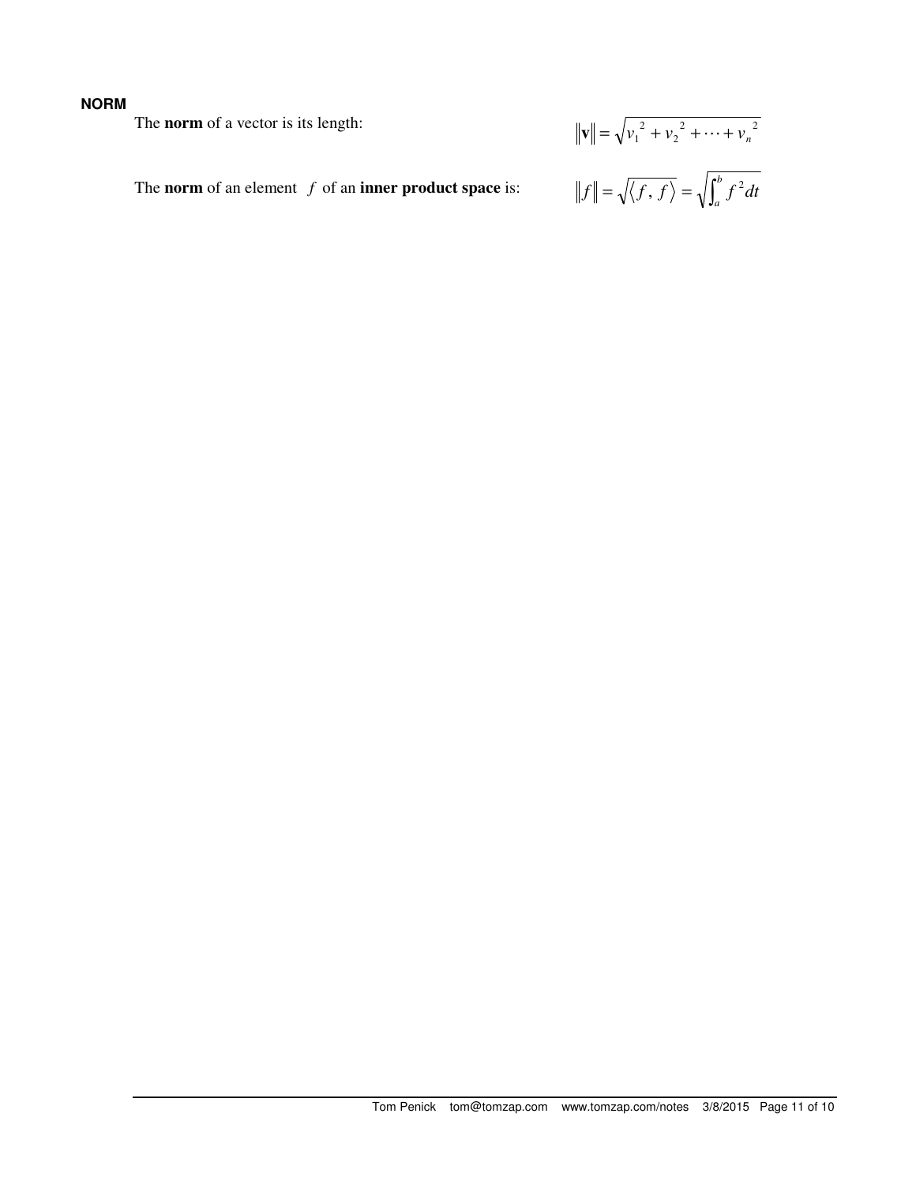**NORM**

The **norm** of a vector is its length: $\|\mathbf{v}\| = \sqrt{{v_1}^2 + {v_2}^2 + \cdots + {v_n}^2}$

The **norm** of an element $f$ of an **inner product space** is: $\|f\| = \sqrt{\langle f, f \rangle} = \sqrt{\int_a^b f^2 dt}$